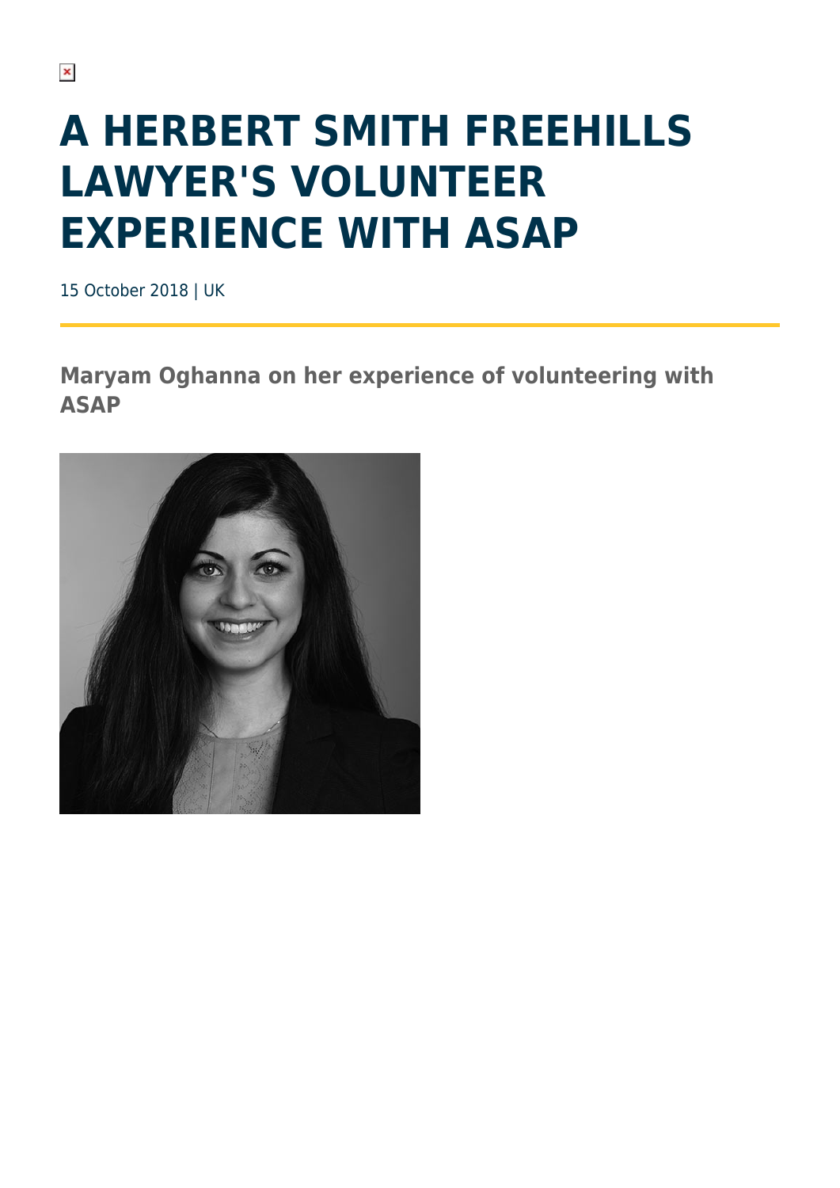# A HERBERT SMITH FREEHILLS LAWYER'S VOLUNTEER EXPERIENCE WITH ASAP

15 October 2018 | UK

**Maryam Oghanna on her experience of volunteering with ASAP**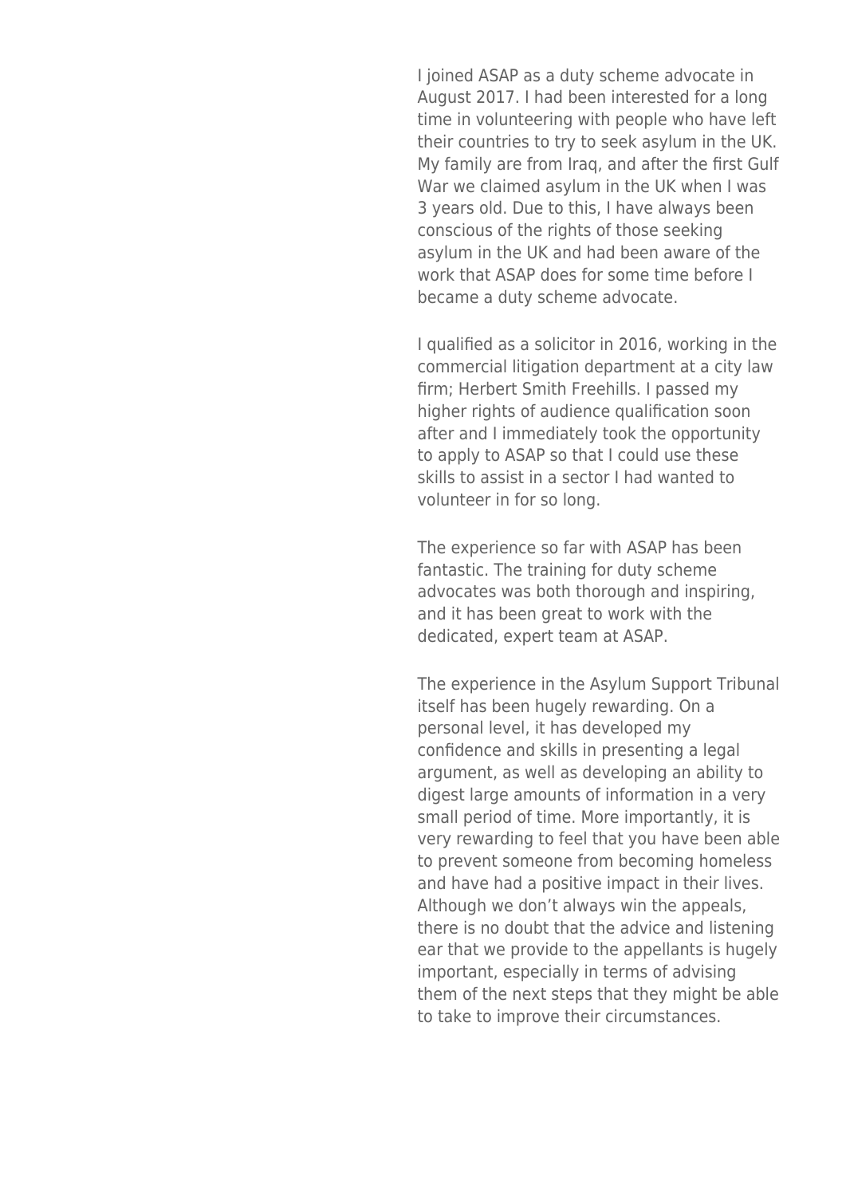I joined ASAP as a duty scheme advocate in August 2017. I had been interested for a long time in volunteering with people who have left their countries to try to seek asylum in the UK. My family are from Iraq, and after the first Gulf War we claimed asylum in the UK when I was 3 years old. Due to this, I have always been conscious of the rights of those seeking asylum in the UK and had been aware of the work that ASAP does for some time before I became a duty scheme advocate.

I qualified as a solicitor in 2016, working in the commercial litigation department at a city law firm; Herbert Smith Freehills. I passed my higher rights of audience qualification soon after and I immediately took the opportunity to apply to ASAP so that I could use these skills to assist in a sector I had wanted to volunteer in for so long.

The experience so far with ASAP has been fantastic. The training for duty scheme advocates was both thorough and inspiring, and it has been great to work with the dedicated, expert team at ASAP.

The experience in the Asylum Support Tribunal itself has been hugely rewarding. On a personal level, it has developed my confidence and skills in presenting a legal argument, as well as developing an ability to digest large amounts of information in a very small period of time. More importantly, it is very rewarding to feel that you have been able to prevent someone from becoming homeless and have had a positive impact in their lives. Although we don't always win the appeals, there is no doubt that the advice and listening ear that we provide to the appellants is hugely important, especially in terms of advising them of the next steps that they might be able to take to improve their circumstances.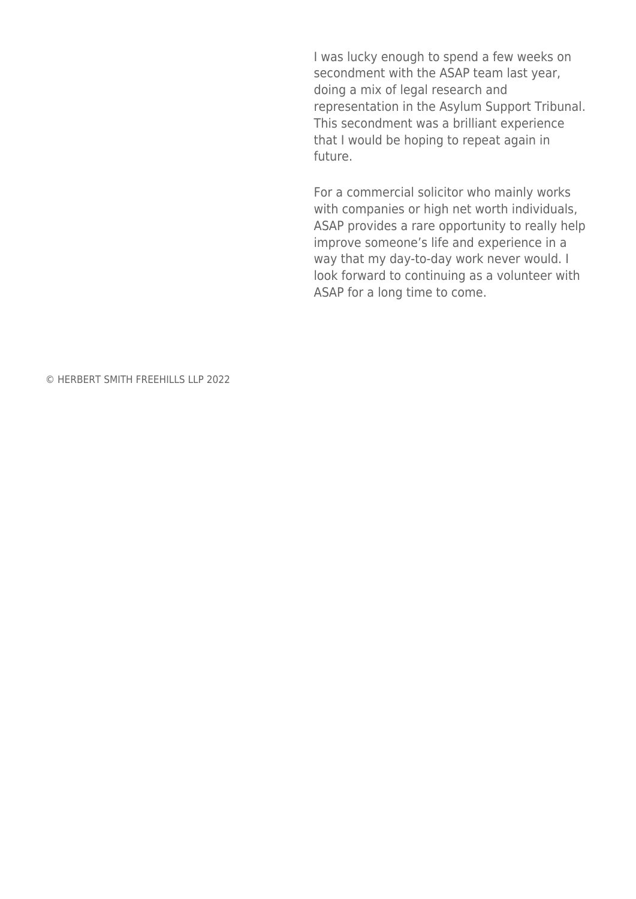I was lucky enough to spend a few weeks on secondment with the ASAP team last year, doing a mix of legal research and representation in the Asylum Support Tribunal. This secondment was a brilliant experience that I would be hoping to repeat again in future.

For a commercial solicitor who mainly works with companies or high net worth individuals, ASAP provides a rare opportunity to really help improve someone's life and experience in a way that my day-to-day work never would. I look forward to continuing as a volunteer with ASAP for a long time to come.

© HERBERT SMITH FREEHILLS LLP 2022